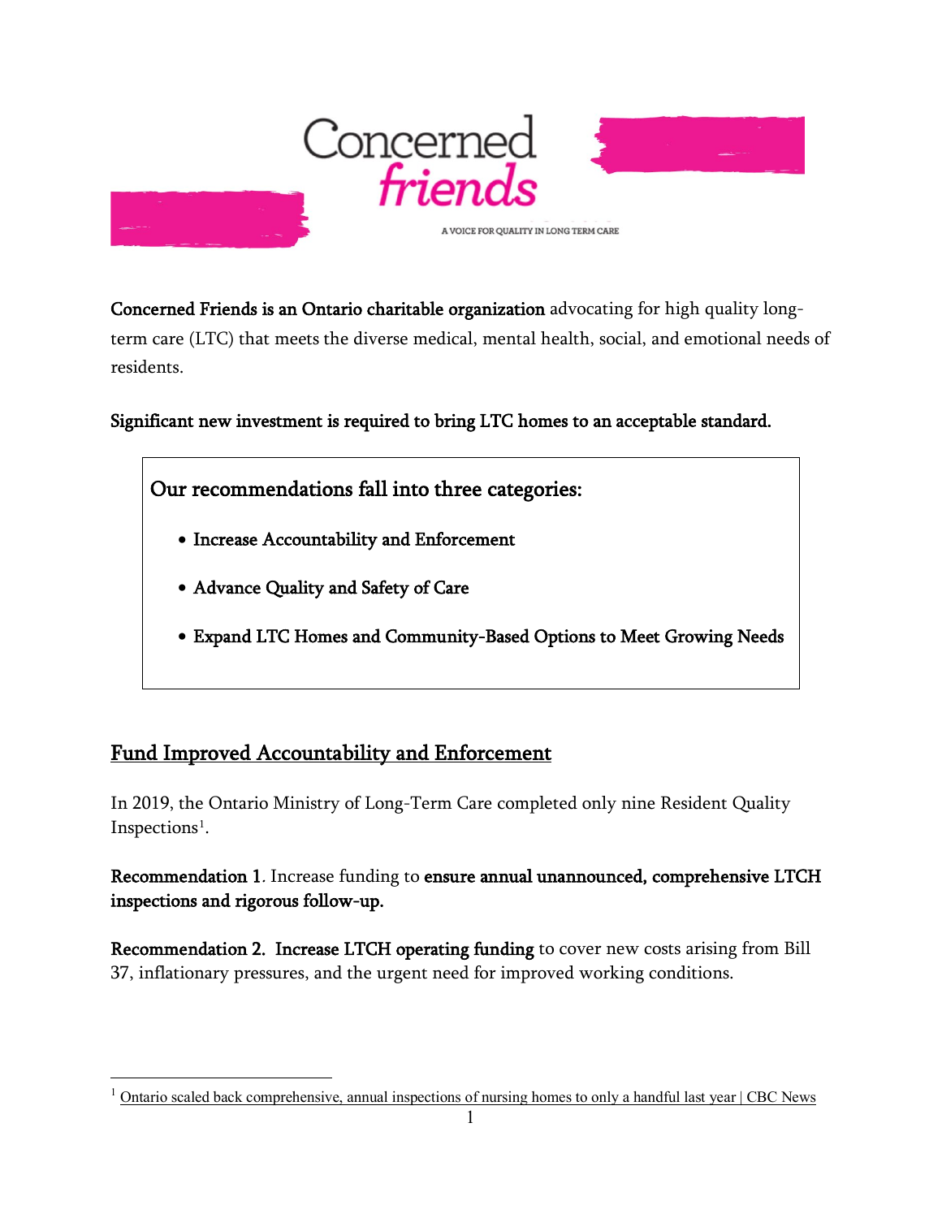Concerned friends

A VOICE FOR QUALITY IN LONG TERM CARE

**Concerned Friends is an Ontario charitable organization** advocating for high quality long-term care (LTC) that meets the diverse medical, mental health, social, and emotional needs of residents.

**Significant new investment is required to bring LTC homes to an acceptable standard.**

> **Our recommendations fall into three categories:**
>
> - **Increase Accountability and Enforcement**
> - **Advance Quality and Safety of Care**
> - **Expand LTC Homes and Community-Based Options to Meet Growing Needs**

## Fund Improved Accountability and Enforcement

In 2019, the Ontario Ministry of Long-Term Care completed only nine Resident Quality Inspections[1].

**Recommendation 1**. Increase funding to **ensure annual unannounced, comprehensive LTCH inspections and rigorous follow-up.**

**Recommendation 2. Increase LTCH operating funding** to cover new costs arising from Bill 37, inflationary pressures, and the urgent need for improved working conditions.

[1] Ontario scaled back comprehensive, annual inspections of nursing homes to only a handful last year | CBC News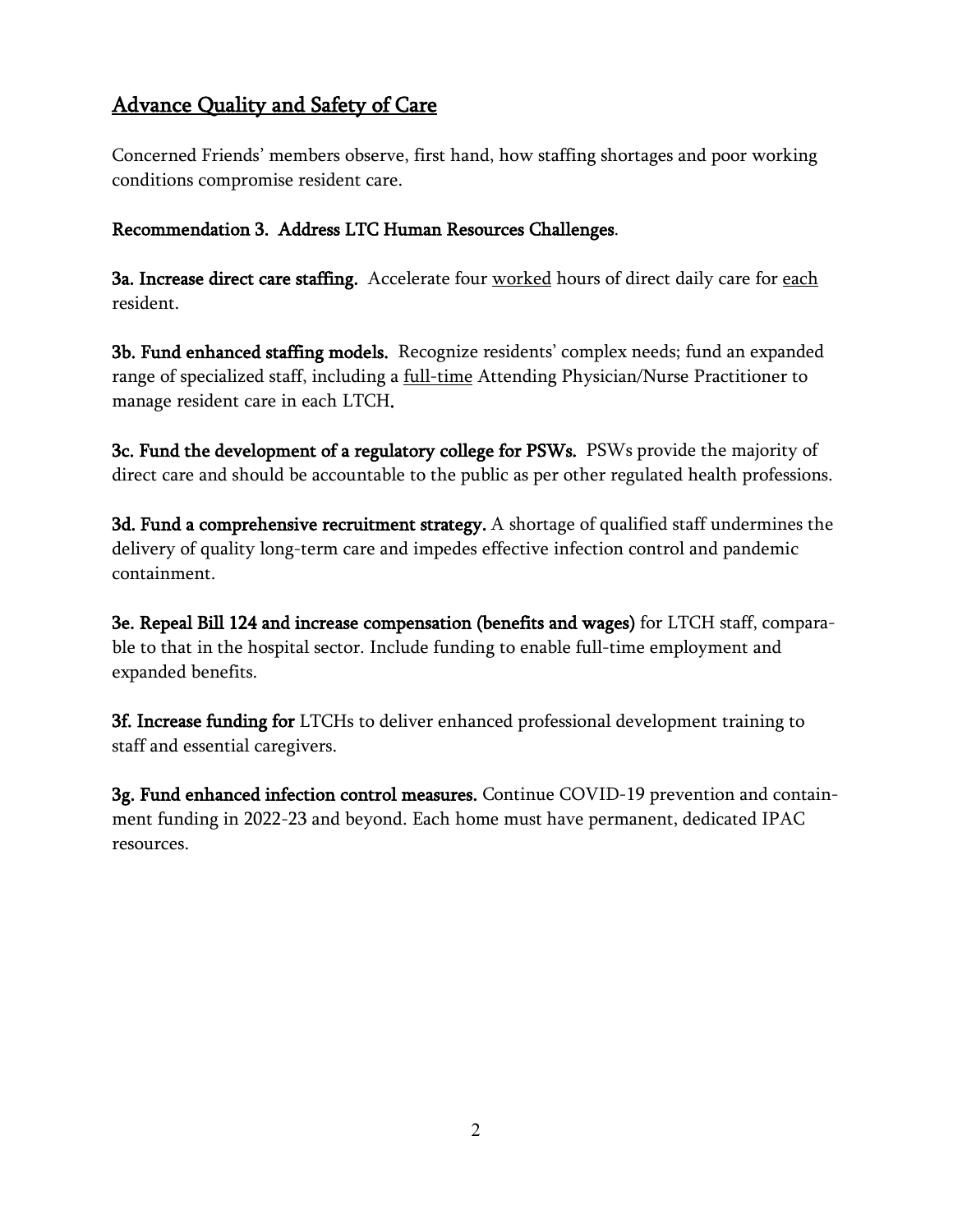## Advance Quality and Safety of Care

Concerned Friends' members observe, first hand, how staffing shortages and poor working conditions compromise resident care.

**Recommendation 3. Address LTC Human Resources Challenges.**

**3a. Increase direct care staffing.** Accelerate four <u>worked</u> hours of direct daily care for <u>each</u> resident.

**3b. Fund enhanced staffing models.** Recognize residents' complex needs; fund an expanded range of specialized staff, including a <u>full-time</u> Attending Physician/Nurse Practitioner to manage resident care in each LTCH.

**3c. Fund the development of a regulatory college for PSWs.** PSWs provide the majority of direct care and should be accountable to the public as per other regulated health professions.

**3d. Fund a comprehensive recruitment strategy.** A shortage of qualified staff undermines the delivery of quality long-term care and impedes effective infection control and pandemic containment.

**3e. Repeal Bill 124 and increase compensation (benefits and wages)** for LTCH staff, comparable to that in the hospital sector. Include funding to enable full-time employment and expanded benefits.

**3f. Increase funding for** LTCHs to deliver enhanced professional development training to staff and essential caregivers.

**3g. Fund enhanced infection control measures.** Continue COVID-19 prevention and containment funding in 2022-23 and beyond. Each home must have permanent, dedicated IPAC resources.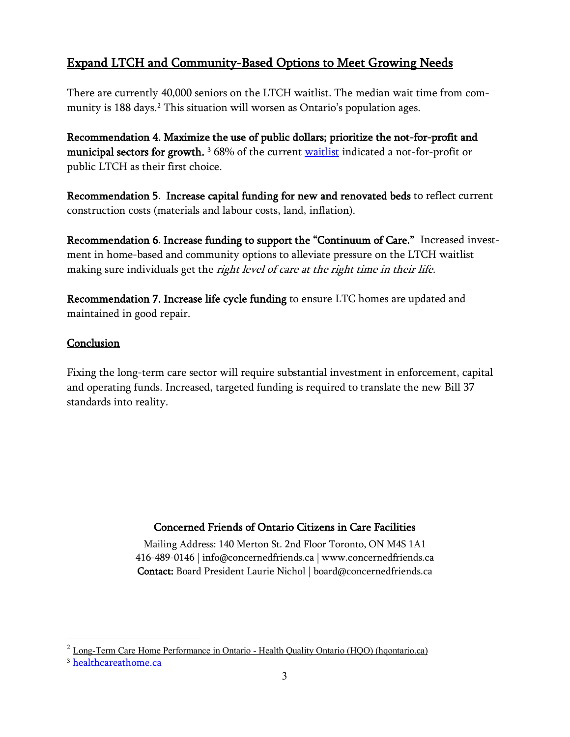## Expand LTCH and Community-Based Options to Meet Growing Needs

There are currently 40,000 seniors on the LTCH waitlist. The median wait time from community is 188 days.[2] This situation will worsen as Ontario's population ages.

**Recommendation 4. Maximize the use of public dollars; prioritize the not-for-profit and municipal sectors for growth.** [3] 68% of the current waitlist indicated a not-for-profit or public LTCH as their first choice.

**Recommendation 5**. **Increase capital funding for new and renovated beds** to reflect current construction costs (materials and labour costs, land, inflation).

**Recommendation 6**. **Increase funding to support the "Continuum of Care."** Increased investment in home-based and community options to alleviate pressure on the LTCH waitlist making sure individuals get the *right level of care at the right time in their life*.

**Recommendation 7. Increase life cycle funding** to ensure LTC homes are updated and maintained in good repair.

## Conclusion

Fixing the long-term care sector will require substantial investment in enforcement, capital and operating funds. Increased, targeted funding is required to translate the new Bill 37 standards into reality.

**Concerned Friends of Ontario Citizens in Care Facilities**

Mailing Address: 140 Merton St. 2nd Floor Toronto, ON M4S 1A1
416-489-0146 | info@concernedfriends.ca | www.concernedfriends.ca
**Contact:** Board President Laurie Nichol | board@concernedfriends.ca

---

[2] Long-Term Care Home Performance in Ontario - Health Quality Ontario (HQO) (hqontario.ca)

[3] healthcareathome.ca